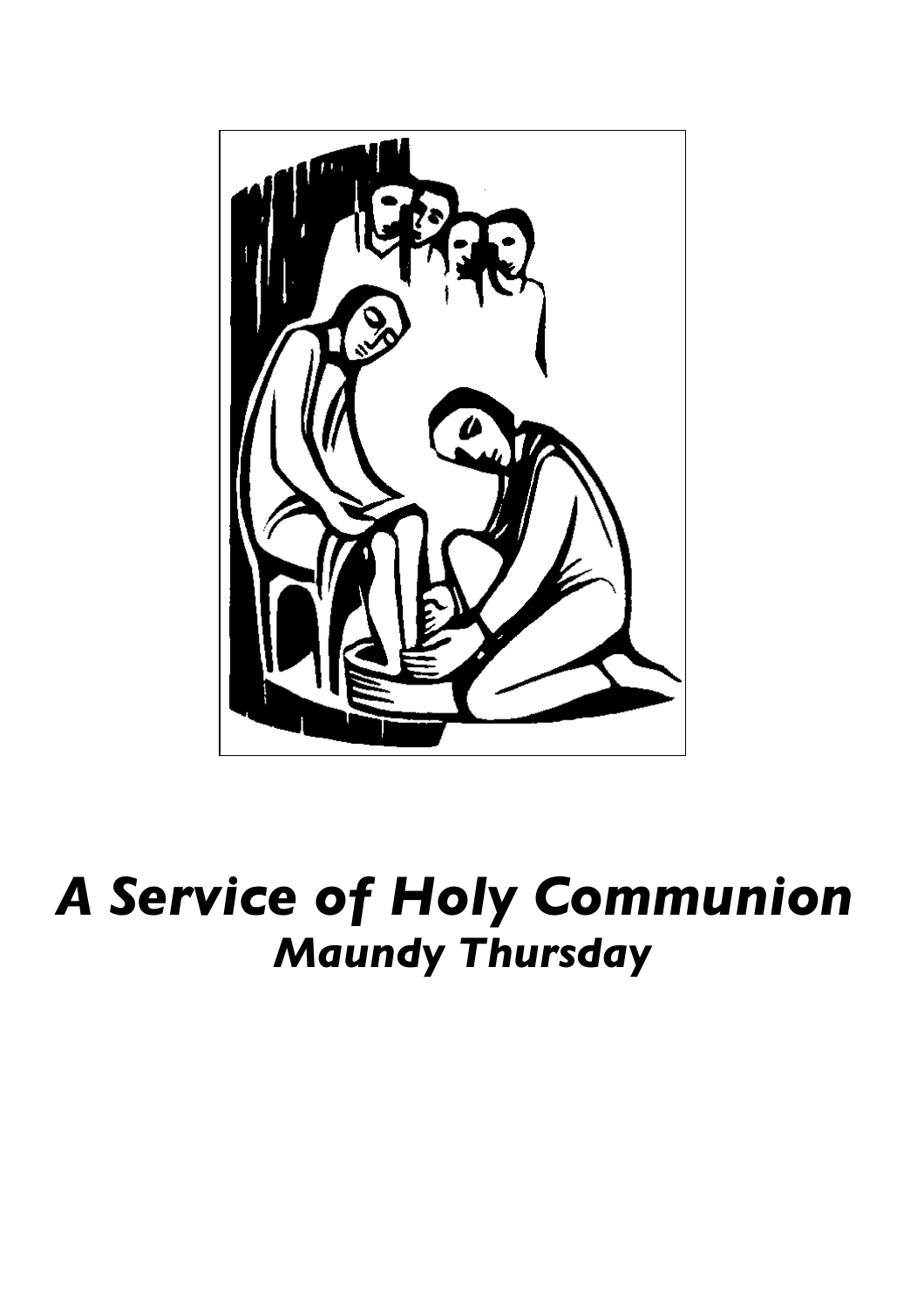# *A Service of Holy Communion*

## *Maundy Thursday*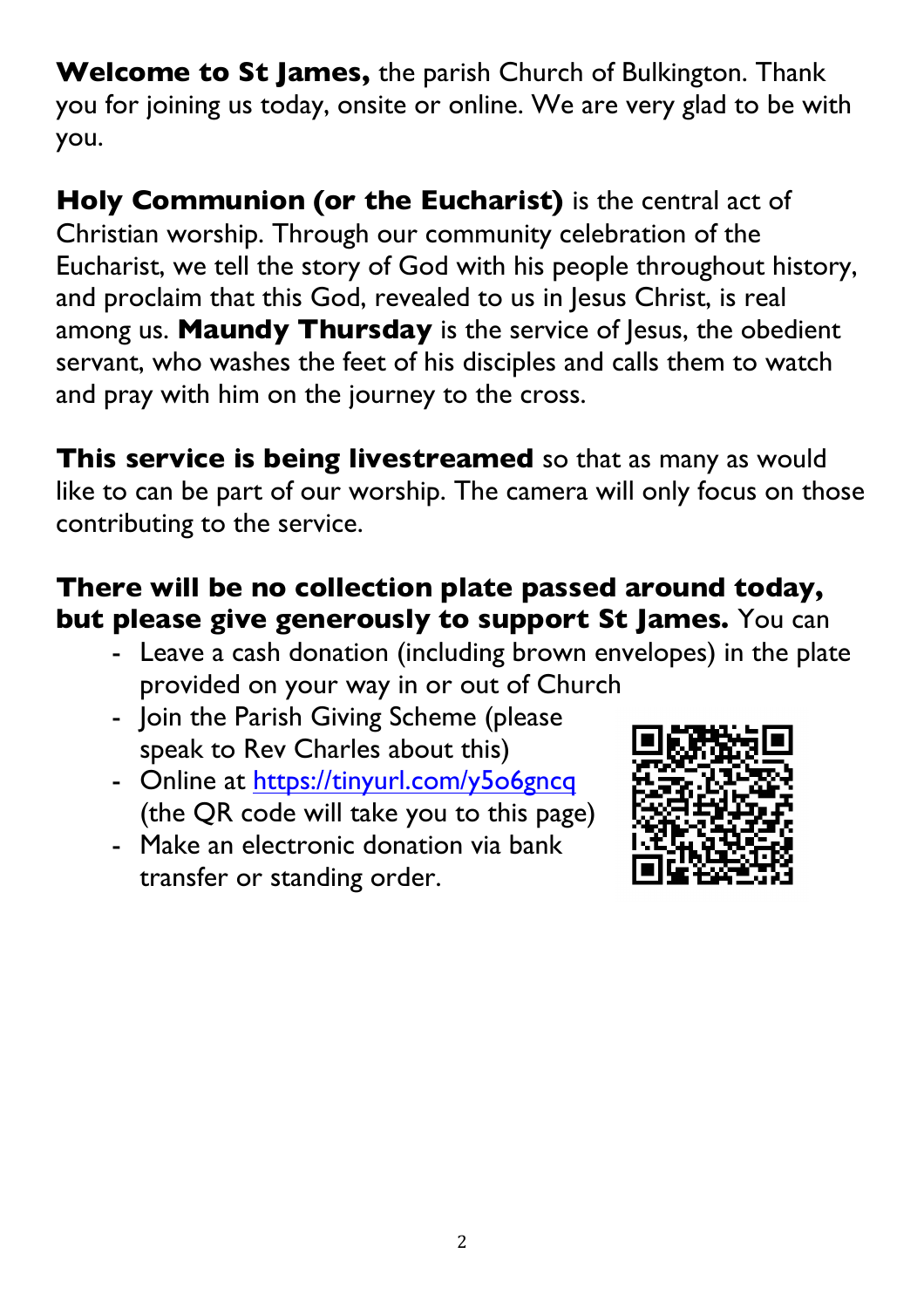**Welcome to St James,** the parish Church of Bulkington. Thank you for joining us today, onsite or online. We are very glad to be with you.

**Holy Communion (or the Eucharist)** is the central act of Christian worship. Through our community celebration of the Eucharist, we tell the story of God with his people throughout history, and proclaim that this God, revealed to us in Jesus Christ, is real among us. **Maundy Thursday** is the service of Jesus, the obedient servant, who washes the feet of his disciples and calls them to watch and pray with him on the journey to the cross.

**This service is being livestreamed** so that as many as would like to can be part of our worship. The camera will only focus on those contributing to the service.

**There will be no collection plate passed around today, but please give generously to support St James.** You can

- Leave a cash donation (including brown envelopes) in the plate provided on your way in or out of Church
- Join the Parish Giving Scheme (please speak to Rev Charles about this)
- Online at [https://tinyurl.com/y5o6gncq](https://tinyurl.com/y5o6gncq) (the QR code will take you to this page)
- Make an electronic donation via bank transfer or standing order.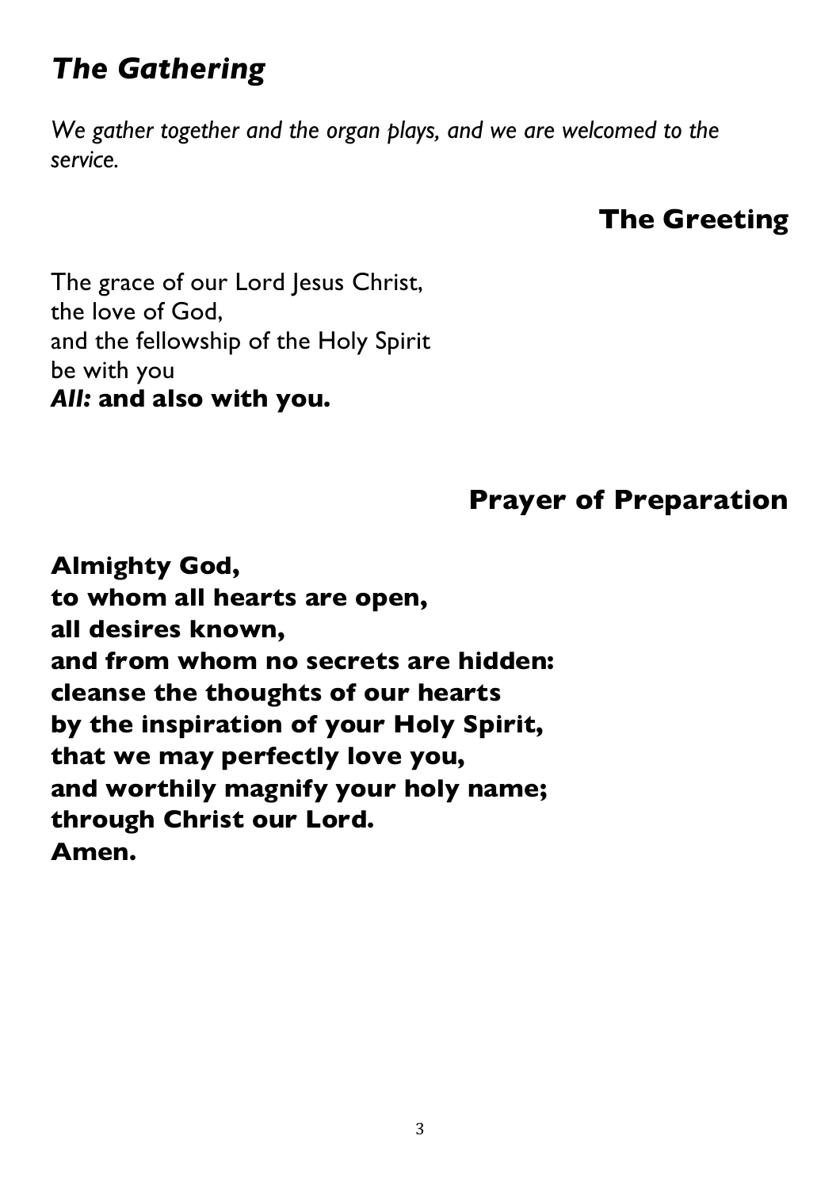## *The Gathering*

*We gather together and the organ plays, and we are welcomed to the service.*

### The Greeting

The grace of our Lord Jesus Christ,
the love of God,
and the fellowship of the Holy Spirit
be with you
***All:*** **and also with you.**

### Prayer of Preparation

**Almighty God,**
**to whom all hearts are open,**
**all desires known,**
**and from whom no secrets are hidden:**
**cleanse the thoughts of our hearts**
**by the inspiration of your Holy Spirit,**
**that we may perfectly love you,**
**and worthily magnify your holy name;**
**through Christ our Lord.**
**Amen.**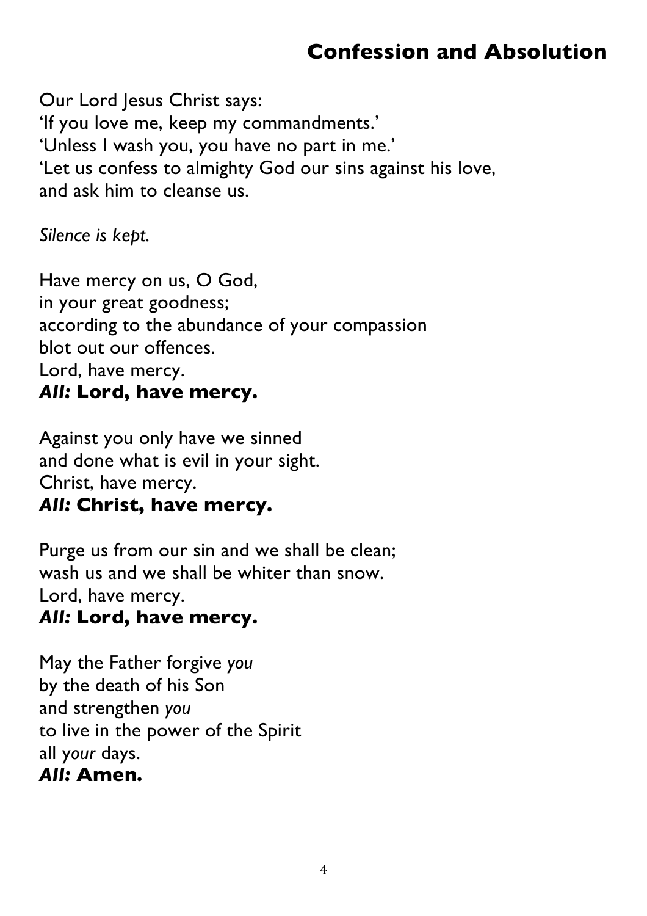## Confession and Absolution

Our Lord Jesus Christ says:
'If you love me, keep my commandments.'
'Unless I wash you, you have no part in me.'
'Let us confess to almighty God our sins against his love,
and ask him to cleanse us.

*Silence is kept.*

Have mercy on us, O God,
in your great goodness;
according to the abundance of your compassion
blot out our offences.
Lord, have mercy.
***All:* Lord, have mercy.**

Against you only have we sinned
and done what is evil in your sight.
Christ, have mercy.
***All:* Christ, have mercy.**

Purge us from our sin and we shall be clean;
wash us and we shall be whiter than snow.
Lord, have mercy.
***All:* Lord, have mercy.**

May the Father forgive *you*
by the death of his Son
and strengthen *you*
to live in the power of the Spirit
all *your* days.
***All:* Amen.**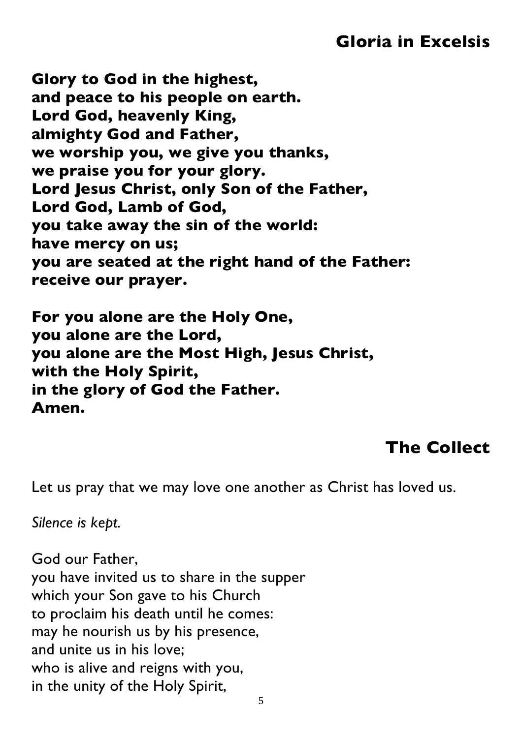## Gloria in Excelsis

**Glory to God in the highest,**
**and peace to his people on earth.**
**Lord God, heavenly King,**
**almighty God and Father,**
**we worship you, we give you thanks,**
**we praise you for your glory.**
**Lord Jesus Christ, only Son of the Father,**
**Lord God, Lamb of God,**
**you take away the sin of the world:**
**have mercy on us;**
**you are seated at the right hand of the Father:**
**receive our prayer.**

**For you alone are the Holy One,**
**you alone are the Lord,**
**you alone are the Most High, Jesus Christ,**
**with the Holy Spirit,**
**in the glory of God the Father.**
**Amen.**

## The Collect

Let us pray that we may love one another as Christ has loved us.

*Silence is kept.*

God our Father,
you have invited us to share in the supper
which your Son gave to his Church
to proclaim his death until he comes:
may he nourish us by his presence,
and unite us in his love;
who is alive and reigns with you,
in the unity of the Holy Spirit,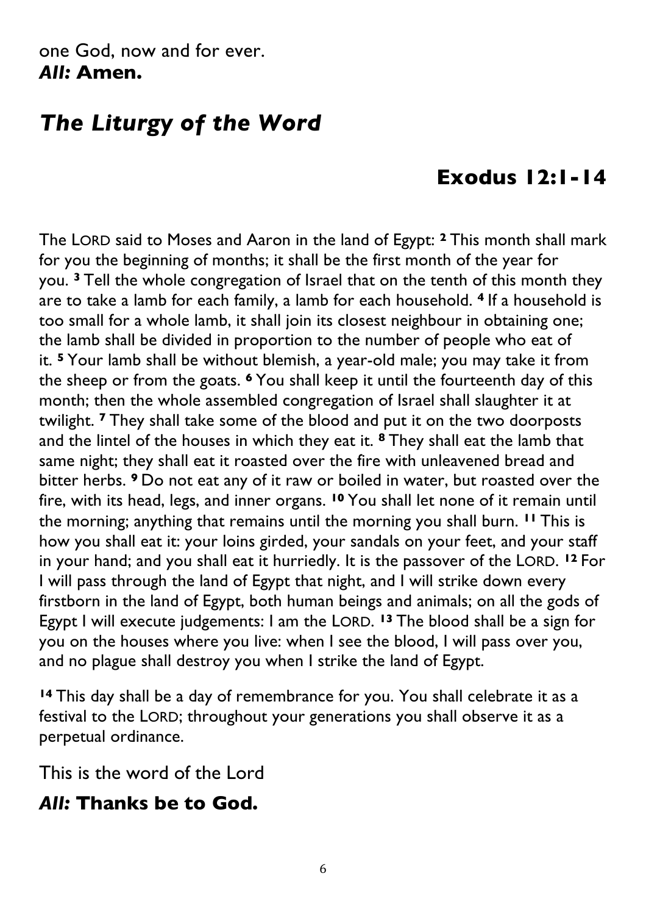one God, now and for ever.
***All:* Amen.**

## *The Liturgy of the Word*

### Exodus 12:1-14

The LORD said to Moses and Aaron in the land of Egypt: **2** This month shall mark for you the beginning of months; it shall be the first month of the year for you. **3** Tell the whole congregation of Israel that on the tenth of this month they are to take a lamb for each family, a lamb for each household. **4** If a household is too small for a whole lamb, it shall join its closest neighbour in obtaining one; the lamb shall be divided in proportion to the number of people who eat of it. **5** Your lamb shall be without blemish, a year-old male; you may take it from the sheep or from the goats. **6** You shall keep it until the fourteenth day of this month; then the whole assembled congregation of Israel shall slaughter it at twilight. **7** They shall take some of the blood and put it on the two doorposts and the lintel of the houses in which they eat it. **8** They shall eat the lamb that same night; they shall eat it roasted over the fire with unleavened bread and bitter herbs. **9** Do not eat any of it raw or boiled in water, but roasted over the fire, with its head, legs, and inner organs. **10** You shall let none of it remain until the morning; anything that remains until the morning you shall burn. **11** This is how you shall eat it: your loins girded, your sandals on your feet, and your staff in your hand; and you shall eat it hurriedly. It is the passover of the LORD. **12** For I will pass through the land of Egypt that night, and I will strike down every firstborn in the land of Egypt, both human beings and animals; on all the gods of Egypt I will execute judgements: I am the LORD. **13** The blood shall be a sign for you on the houses where you live: when I see the blood, I will pass over you, and no plague shall destroy you when I strike the land of Egypt.

**14** This day shall be a day of remembrance for you. You shall celebrate it as a festival to the LORD; throughout your generations you shall observe it as a perpetual ordinance.

This is the word of the Lord

***All:* Thanks be to God.**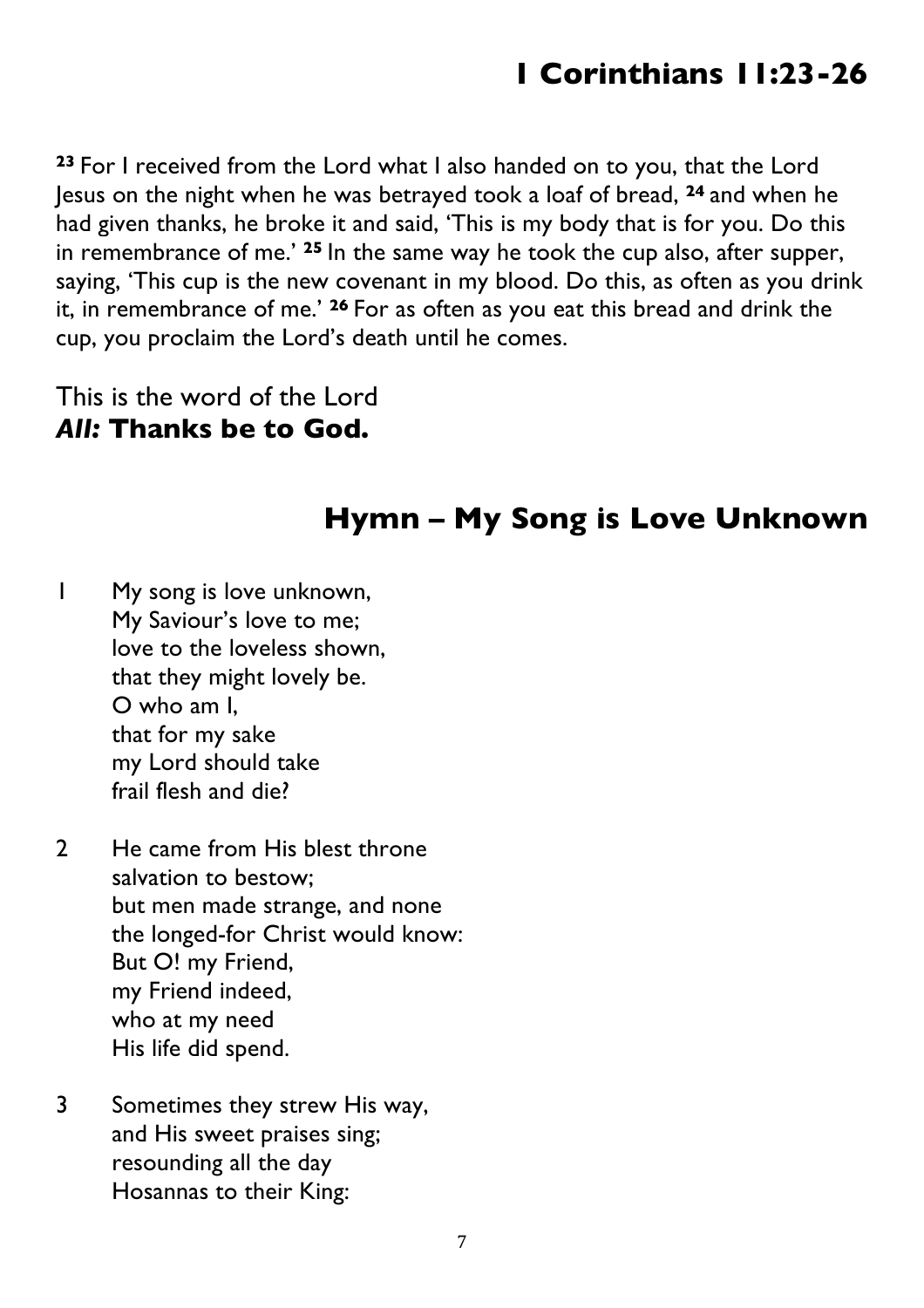## 1 Corinthians 11:23-26

[23] For I received from the Lord what I also handed on to you, that the Lord Jesus on the night when he was betrayed took a loaf of bread, [24] and when he had given thanks, he broke it and said, 'This is my body that is for you. Do this in remembrance of me.' [25] In the same way he took the cup also, after supper, saying, 'This cup is the new covenant in my blood. Do this, as often as you drink it, in remembrance of me.' [26] For as often as you eat this bread and drink the cup, you proclaim the Lord's death until he comes.

This is the word of the Lord
***All:* Thanks be to God.**

## Hymn – My Song is Love Unknown

1 My song is love unknown,
My Saviour's love to me;
love to the loveless shown,
that they might lovely be.
O who am I,
that for my sake
my Lord should take
frail flesh and die?

2 He came from His blest throne
salvation to bestow;
but men made strange, and none
the longed-for Christ would know:
But O! my Friend,
my Friend indeed,
who at my need
His life did spend.

3 Sometimes they strew His way,
and His sweet praises sing;
resounding all the day
Hosannas to their King: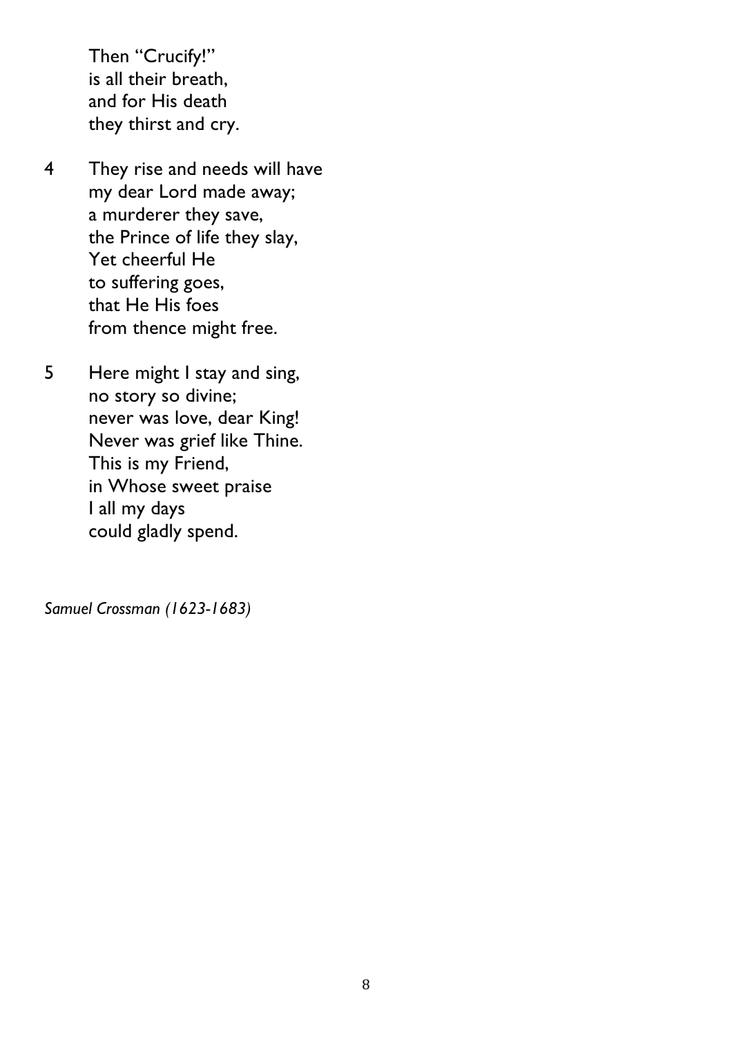Then "Crucify!"  
is all their breath,  
and for His death  
they thirst and cry.

4 They rise and needs will have  
my dear Lord made away;  
a murderer they save,  
the Prince of life they slay,  
Yet cheerful He  
to suffering goes,  
that He His foes  
from thence might free.

5 Here might I stay and sing,  
no story so divine;  
never was love, dear King!  
Never was grief like Thine.  
This is my Friend,  
in Whose sweet praise  
I all my days  
could gladly spend.

*Samuel Crossman (1623-1683)*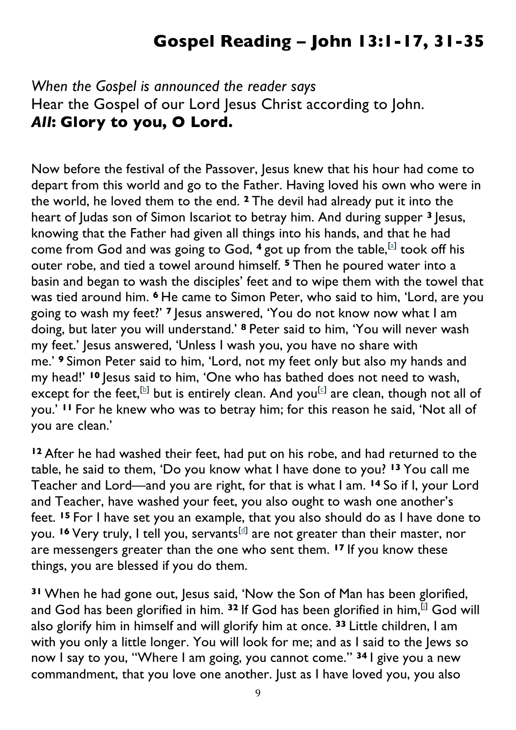# Gospel Reading – John 13:1-17, 31-35

*When the Gospel is announced the reader says*
Hear the Gospel of our Lord Jesus Christ according to John.
***All*: Glory to you, O Lord.**

Now before the festival of the Passover, Jesus knew that his hour had come to depart from this world and go to the Father. Having loved his own who were in the world, he loved them to the end. **2** The devil had already put it into the heart of Judas son of Simon Iscariot to betray him. And during supper **3** Jesus, knowing that the Father had given all things into his hands, and that he had come from God and was going to God, **4** got up from the table,[a] took off his outer robe, and tied a towel around himself. **5** Then he poured water into a basin and began to wash the disciples' feet and to wipe them with the towel that was tied around him. **6** He came to Simon Peter, who said to him, 'Lord, are you going to wash my feet?' **7** Jesus answered, 'You do not know now what I am doing, but later you will understand.' **8** Peter said to him, 'You will never wash my feet.' Jesus answered, 'Unless I wash you, you have no share with me.' **9** Simon Peter said to him, 'Lord, not my feet only but also my hands and my head!' **10** Jesus said to him, 'One who has bathed does not need to wash, except for the feet,[b] but is entirely clean. And you[c] are clean, though not all of you.' **11** For he knew who was to betray him; for this reason he said, 'Not all of you are clean.'

**12** After he had washed their feet, had put on his robe, and had returned to the table, he said to them, 'Do you know what I have done to you? **13** You call me Teacher and Lord—and you are right, for that is what I am. **14** So if I, your Lord and Teacher, have washed your feet, you also ought to wash one another's feet. **15** For I have set you an example, that you also should do as I have done to you. **16** Very truly, I tell you, servants[d] are not greater than their master, nor are messengers greater than the one who sent them. **17** If you know these things, you are blessed if you do them.

**31** When he had gone out, Jesus said, 'Now the Son of Man has been glorified, and God has been glorified in him. **32** If God has been glorified in him,[i] God will also glorify him in himself and will glorify him at once. **33** Little children, I am with you only a little longer. You will look for me; and as I said to the Jews so now I say to you, "Where I am going, you cannot come." **34** I give you a new commandment, that you love one another. Just as I have loved you, you also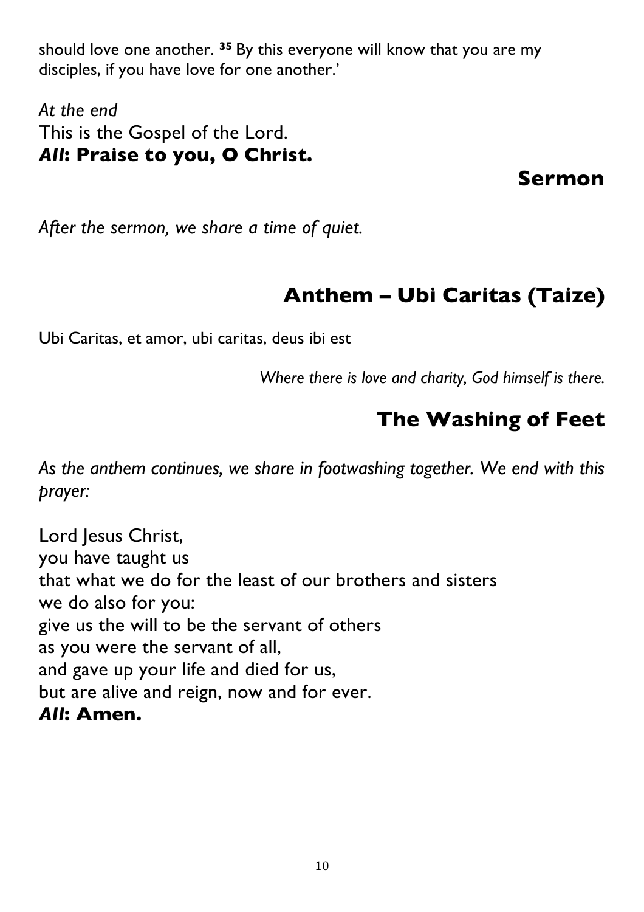should love one another. [35] By this everyone will know that you are my disciples, if you have love for one another.'

*At the end*
This is the Gospel of the Lord.
***All*: Praise to you, O Christ.**

## Sermon

*After the sermon, we share a time of quiet.*

## Anthem – Ubi Caritas (Taize)

Ubi Caritas, et amor, ubi caritas, deus ibi est

*Where there is love and charity, God himself is there.*

## The Washing of Feet

*As the anthem continues, we share in footwashing together. We end with this prayer:*

Lord Jesus Christ,
you have taught us
that what we do for the least of our brothers and sisters
we do also for you:
give us the will to be the servant of others
as you were the servant of all,
and gave up your life and died for us,
but are alive and reign, now and for ever.
***All*: Amen.**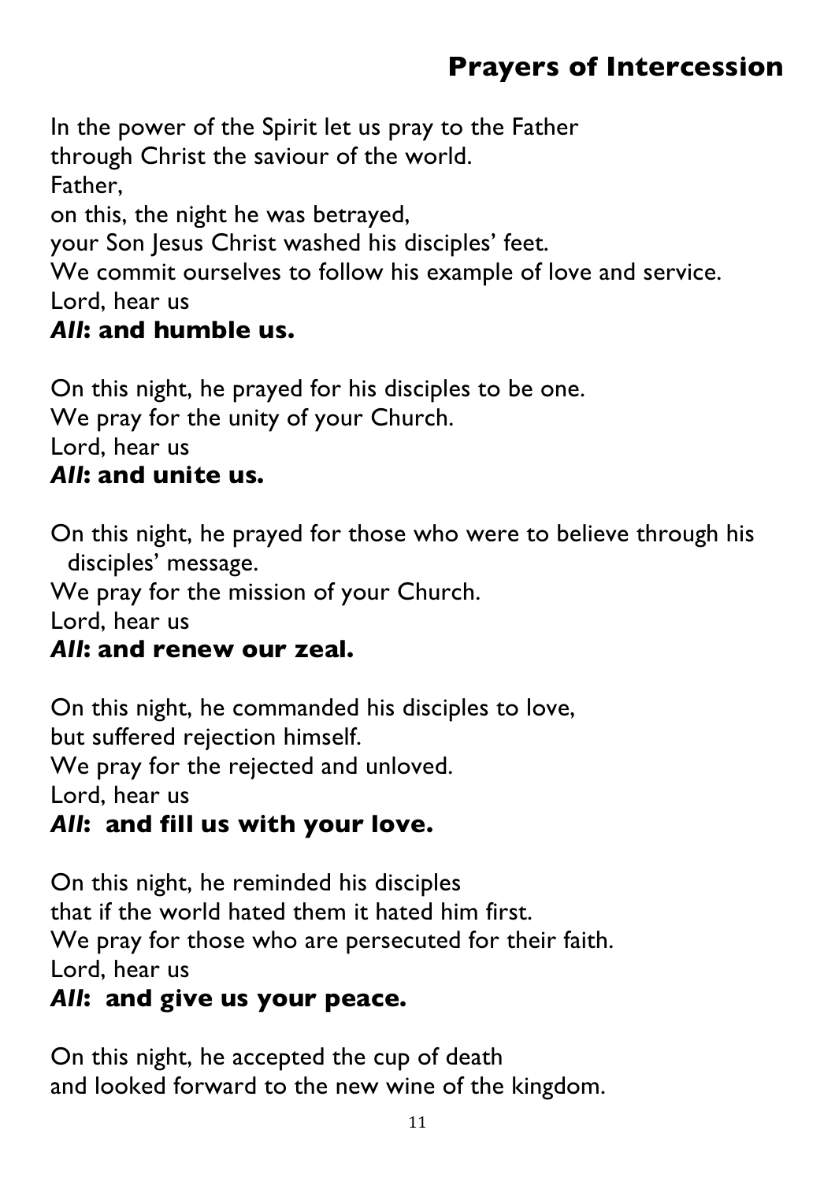## Prayers of Intercession

In the power of the Spirit let us pray to the Father
through Christ the saviour of the world.
Father,
on this, the night he was betrayed,
your Son Jesus Christ washed his disciples' feet.
We commit ourselves to follow his example of love and service.
Lord, hear us
***All*: and humble us.**

On this night, he prayed for his disciples to be one.
We pray for the unity of your Church.
Lord, hear us
***All*: and unite us.**

On this night, he prayed for those who were to believe through his disciples' message.
We pray for the mission of your Church.
Lord, hear us
***All*: and renew our zeal.**

On this night, he commanded his disciples to love,
but suffered rejection himself.
We pray for the rejected and unloved.
Lord, hear us
***All*: and fill us with your love.**

On this night, he reminded his disciples
that if the world hated them it hated him first.
We pray for those who are persecuted for their faith.
Lord, hear us
***All*: and give us your peace.**

On this night, he accepted the cup of death
and looked forward to the new wine of the kingdom.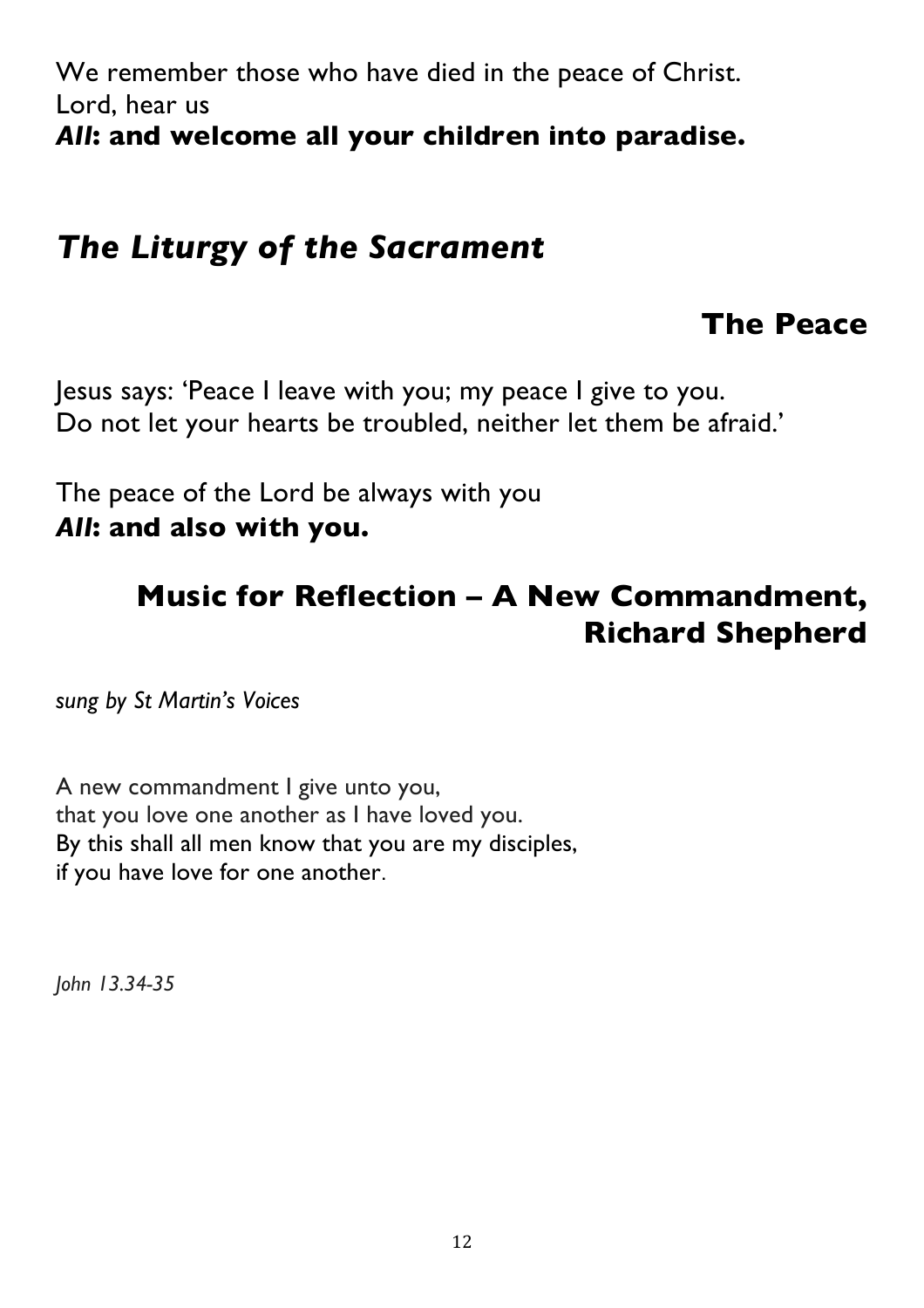We remember those who have died in the peace of Christ.
Lord, hear us
***All*: and welcome all your children into paradise.**

# *The Liturgy of the Sacrament*

## The Peace

Jesus says: 'Peace I leave with you; my peace I give to you.
Do not let your hearts be troubled, neither let them be afraid.'

The peace of the Lord be always with you
***All*: and also with you.**

## Music for Reflection – A New Commandment, Richard Shepherd

*sung by St Martin's Voices*

A new commandment I give unto you,
that you love one another as I have loved you.
By this shall all men know that you are my disciples,
if you have love for one another.

*John 13.34-35*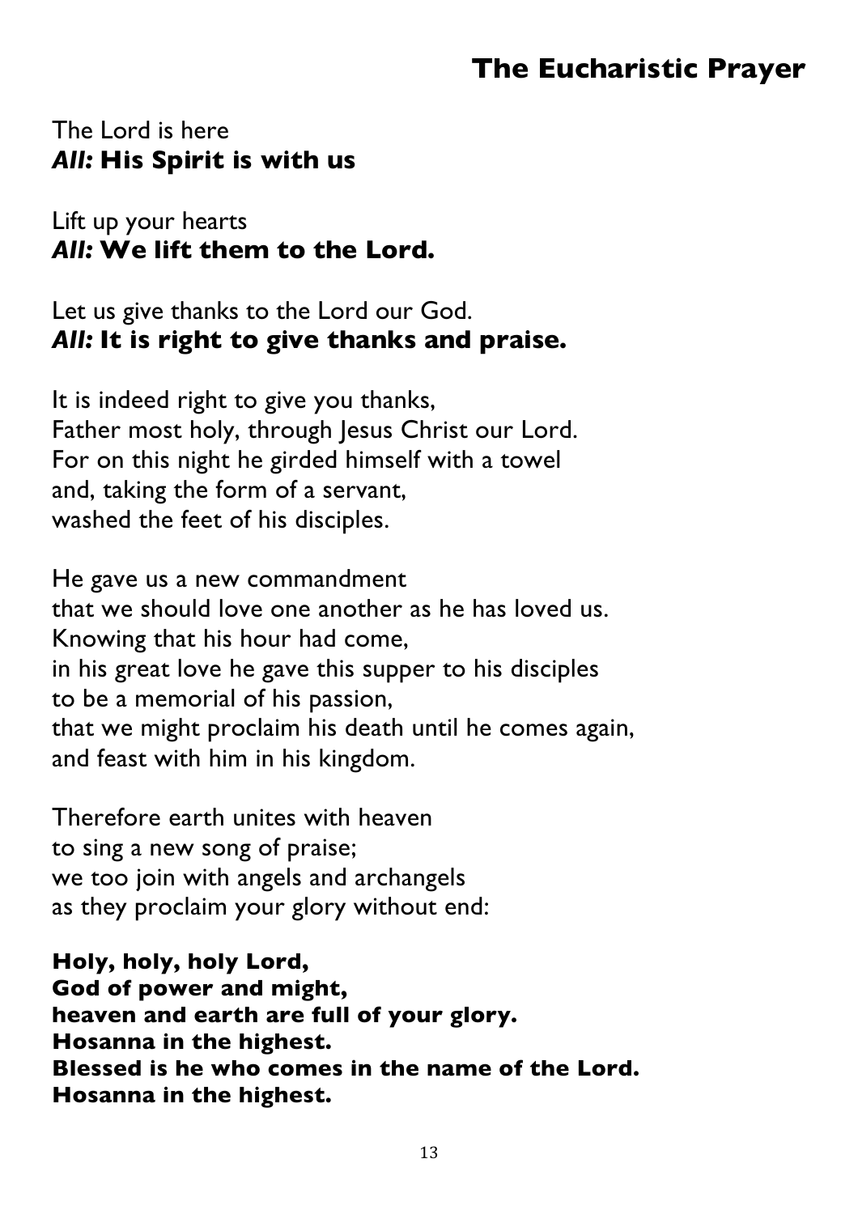## The Eucharistic Prayer

The Lord is here
***All:* His Spirit is with us**

Lift up your hearts
***All:* We lift them to the Lord.**

Let us give thanks to the Lord our God.
***All:* It is right to give thanks and praise.**

It is indeed right to give you thanks,
Father most holy, through Jesus Christ our Lord.
For on this night he girded himself with a towel
and, taking the form of a servant,
washed the feet of his disciples.

He gave us a new commandment
that we should love one another as he has loved us.
Knowing that his hour had come,
in his great love he gave this supper to his disciples
to be a memorial of his passion,
that we might proclaim his death until he comes again,
and feast with him in his kingdom.

Therefore earth unites with heaven
to sing a new song of praise;
we too join with angels and archangels
as they proclaim your glory without end:

**Holy, holy, holy Lord,
God of power and might,
heaven and earth are full of your glory.
Hosanna in the highest.
Blessed is he who comes in the name of the Lord.
Hosanna in the highest.**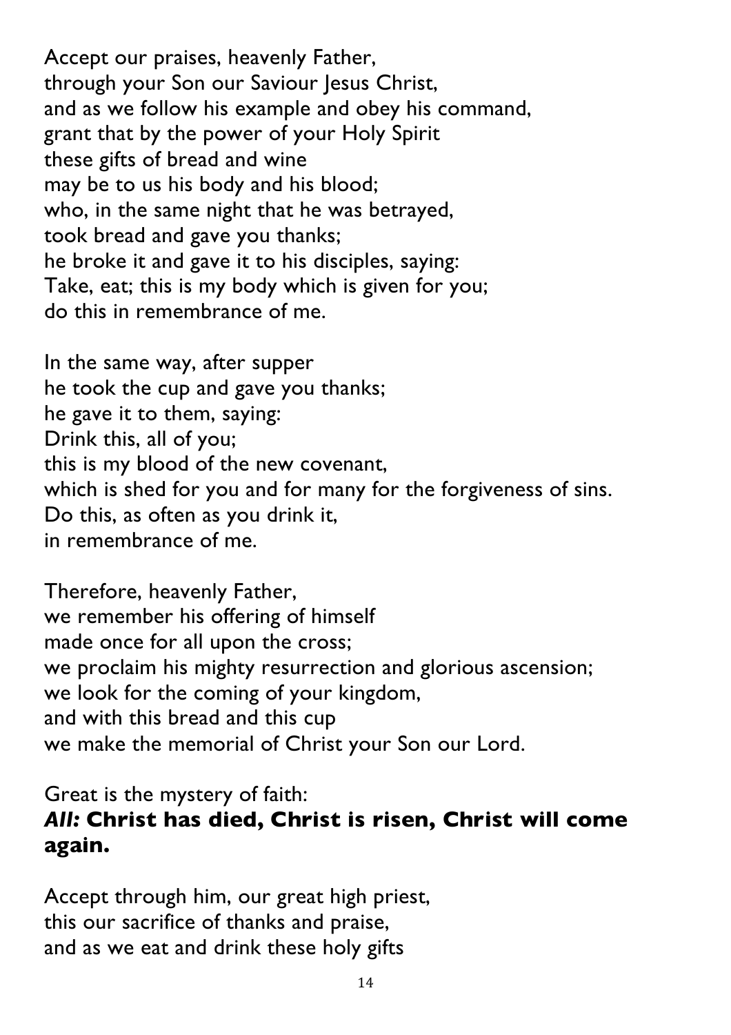Accept our praises, heavenly Father,
through your Son our Saviour Jesus Christ,
and as we follow his example and obey his command,
grant that by the power of your Holy Spirit
these gifts of bread and wine
may be to us his body and his blood;
who, in the same night that he was betrayed,
took bread and gave you thanks;
he broke it and gave it to his disciples, saying:
Take, eat; this is my body which is given for you;
do this in remembrance of me.

In the same way, after supper
he took the cup and gave you thanks;
he gave it to them, saying:
Drink this, all of you;
this is my blood of the new covenant,
which is shed for you and for many for the forgiveness of sins.
Do this, as often as you drink it,
in remembrance of me.

Therefore, heavenly Father,
we remember his offering of himself
made once for all upon the cross;
we proclaim his mighty resurrection and glorious ascension;
we look for the coming of your kingdom,
and with this bread and this cup
we make the memorial of Christ your Son our Lord.

Great is the mystery of faith:
***All:* Christ has died, Christ is risen, Christ will come again.**

Accept through him, our great high priest,
this our sacrifice of thanks and praise,
and as we eat and drink these holy gifts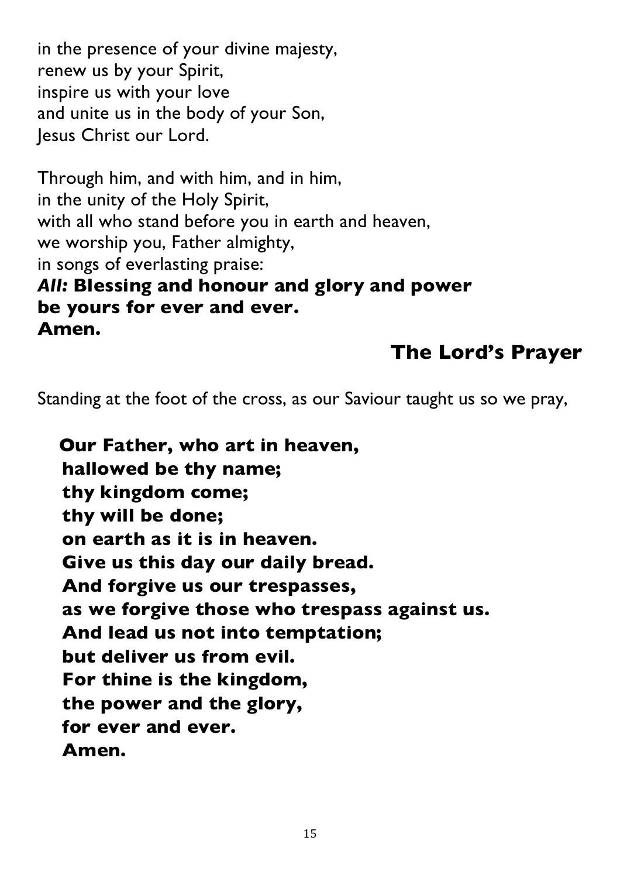in the presence of your divine majesty,
renew us by your Spirit,
inspire us with your love
and unite us in the body of your Son,
Jesus Christ our Lord.

Through him, and with him, and in him,
in the unity of the Holy Spirit,
with all who stand before you in earth and heaven,
we worship you, Father almighty,
in songs of everlasting praise:
***All:*** **Blessing and honour and glory and power**
**be yours for ever and ever.**
**Amen.**

## The Lord's Prayer

Standing at the foot of the cross, as our Saviour taught us so we pray,

**Our Father, who art in heaven,**
**hallowed be thy name;**
**thy kingdom come;**
**thy will be done;**
**on earth as it is in heaven.**
**Give us this day our daily bread.**
**And forgive us our trespasses,**
**as we forgive those who trespass against us.**
**And lead us not into temptation;**
**but deliver us from evil.**
**For thine is the kingdom,**
**the power and the glory,**
**for ever and ever.**
**Amen.**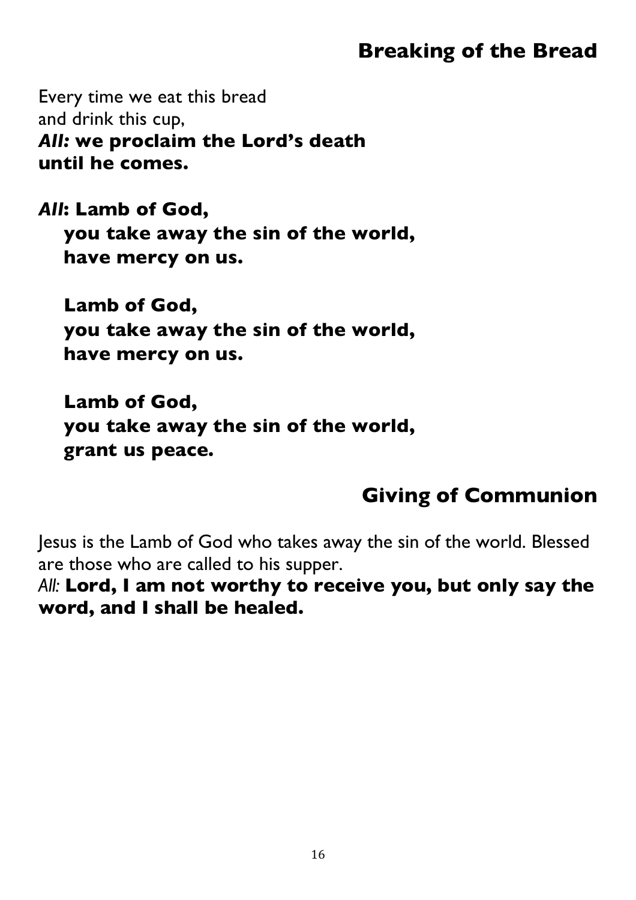## Breaking of the Bread

Every time we eat this bread
and drink this cup,
***All:* we proclaim the Lord's death**
**until he comes.**

***All*: Lamb of God,**
**you take away the sin of the world,**
**have mercy on us.**

**Lamb of God,**
**you take away the sin of the world,**
**have mercy on us.**

**Lamb of God,**
**you take away the sin of the world,**
**grant us peace.**

## Giving of Communion

Jesus is the Lamb of God who takes away the sin of the world. Blessed are those who are called to his supper.
*All:* **Lord, I am not worthy to receive you, but only say the word, and I shall be healed.**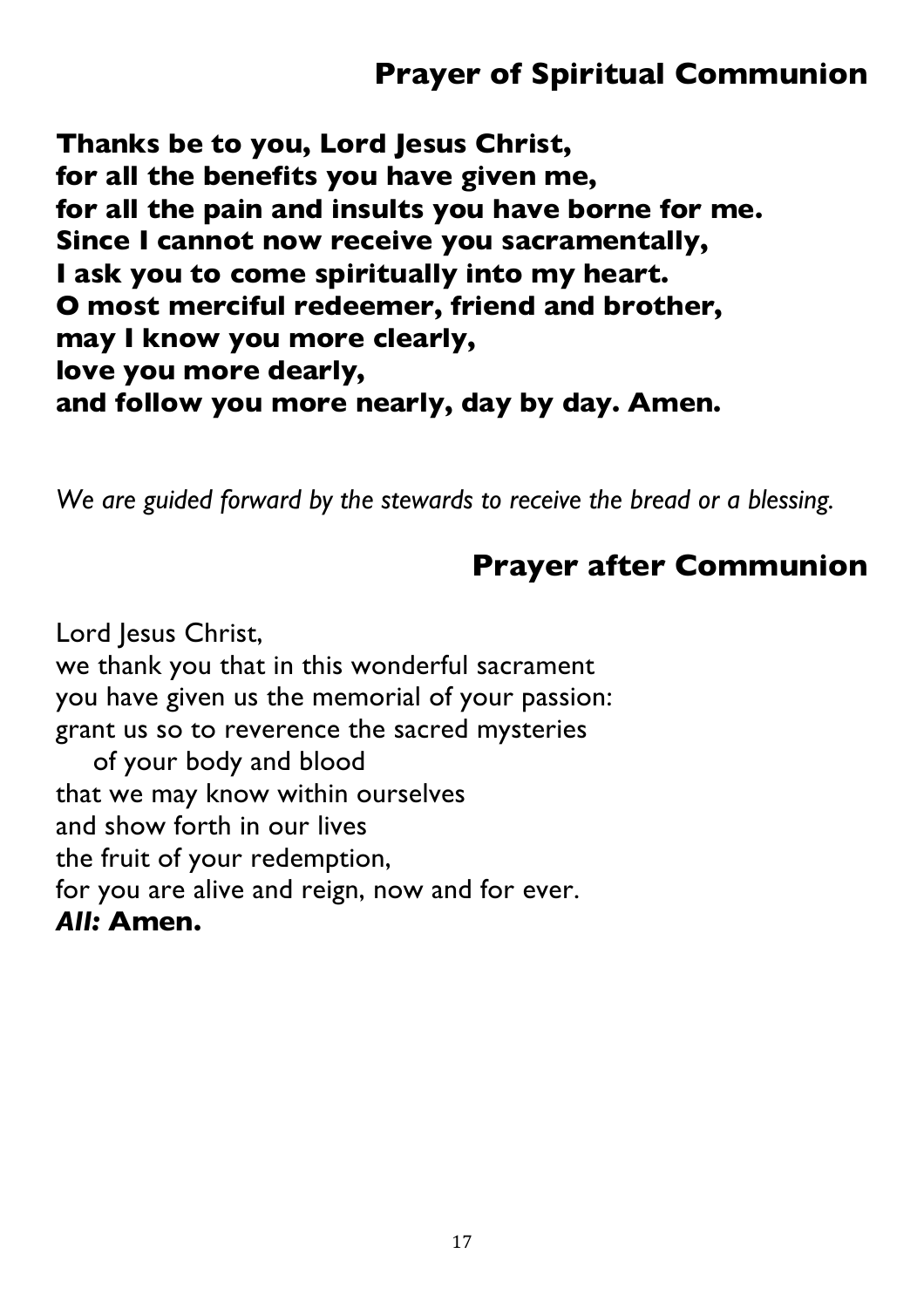## Prayer of Spiritual Communion

**Thanks be to you, Lord Jesus Christ,**
**for all the benefits you have given me,**
**for all the pain and insults you have borne for me.**
**Since I cannot now receive you sacramentally,**
**I ask you to come spiritually into my heart.**
**O most merciful redeemer, friend and brother,**
**may I know you more clearly,**
**love you more dearly,**
**and follow you more nearly, day by day. Amen.**

*We are guided forward by the stewards to receive the bread or a blessing.*

## Prayer after Communion

Lord Jesus Christ,
we thank you that in this wonderful sacrament
you have given us the memorial of your passion:
grant us so to reverence the sacred mysteries
 of your body and blood
that we may know within ourselves
and show forth in our lives
the fruit of your redemption,
for you are alive and reign, now and for ever.
***All:*** **Amen.**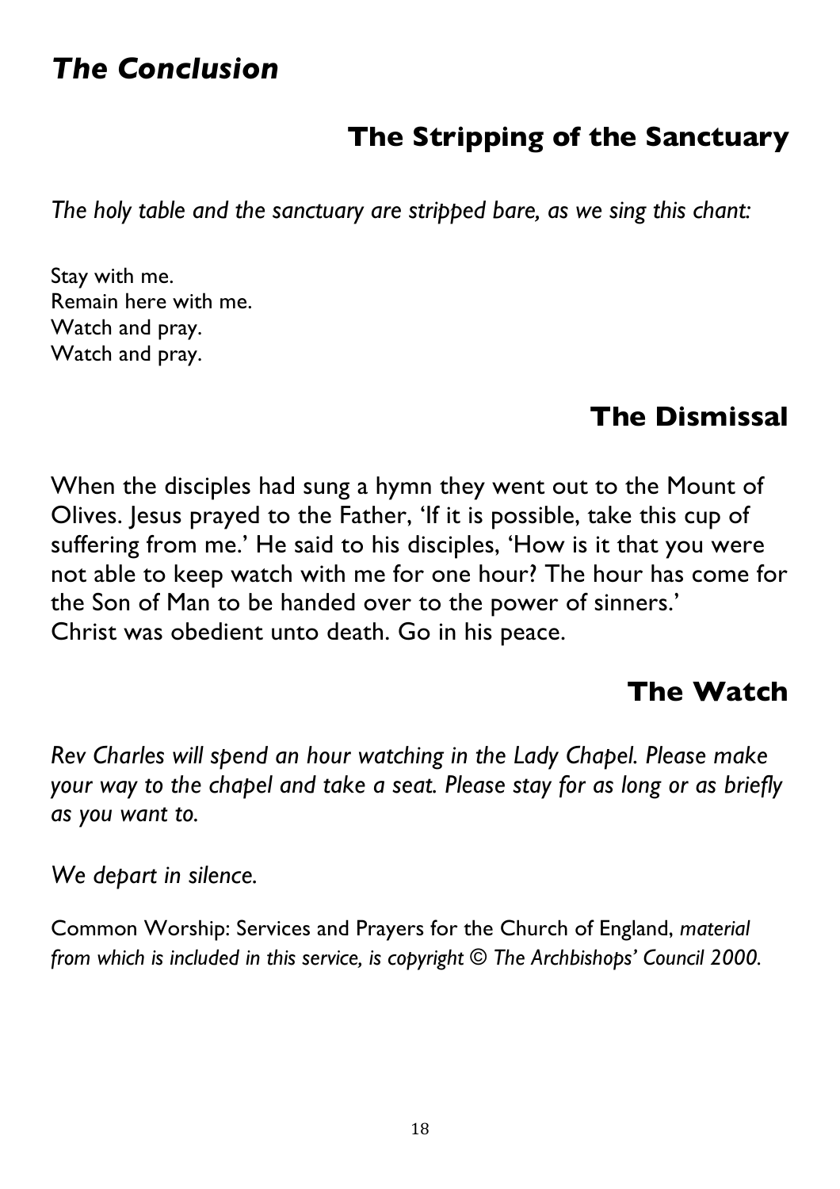# *The Conclusion*

## The Stripping of the Sanctuary

*The holy table and the sanctuary are stripped bare, as we sing this chant:*

Stay with me.
Remain here with me.
Watch and pray.
Watch and pray.

## The Dismissal

When the disciples had sung a hymn they went out to the Mount of Olives. Jesus prayed to the Father, 'If it is possible, take this cup of suffering from me.' He said to his disciples, 'How is it that you were not able to keep watch with me for one hour? The hour has come for the Son of Man to be handed over to the power of sinners.'
Christ was obedient unto death. Go in his peace.

## The Watch

*Rev Charles will spend an hour watching in the Lady Chapel. Please make your way to the chapel and take a seat. Please stay for as long or as briefly as you want to.*

*We depart in silence.*

Common Worship: Services and Prayers for the Church of England, *material from which is included in this service, is copyright © The Archbishops' Council 2000.*